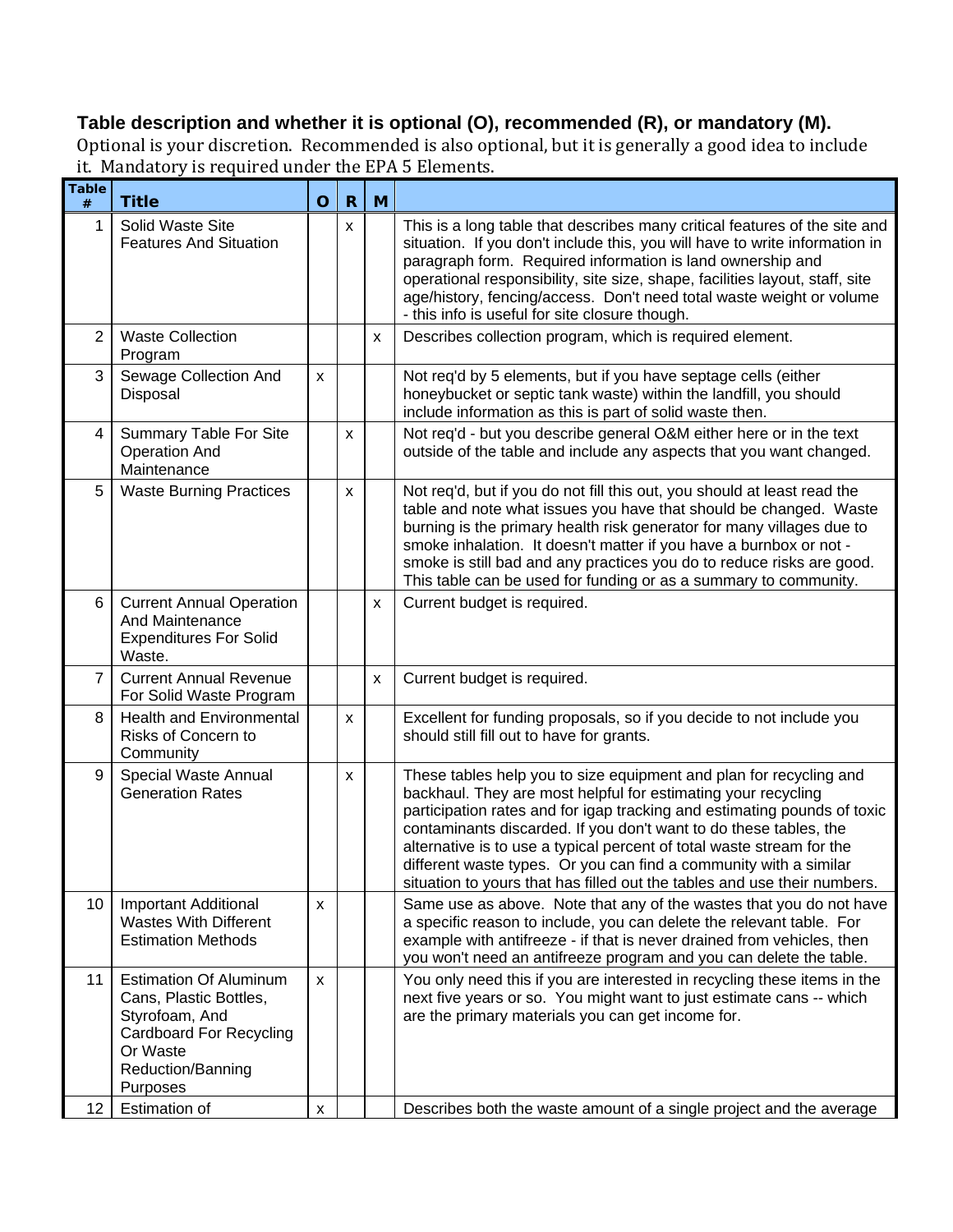**Table description and whether it is optional (O), recommended (R), or mandatory (M).**

Optional is your discretion. Recommended is also optional, but it is generally a good idea to include it. Mandatory is required under the EPA 5 Elements.

| Table # | Title | O | R | M | |
|---|---|---|---|---|---|
| 1 | Solid Waste Site Features And Situation | | x | | This is a long table that describes many critical features of the site and situation. If you don't include this, you will have to write information in paragraph form. Required information is land ownership and operational responsibility, site size, shape, facilities layout, staff, site age/history, fencing/access. Don't need total waste weight or volume - this info is useful for site closure though. |
| 2 | Waste Collection Program | | | x | Describes collection program, which is required element. |
| 3 | Sewage Collection And Disposal | x | | | Not req'd by 5 elements, but if you have septage cells (either honeybucket or septic tank waste) within the landfill, you should include information as this is part of solid waste then. |
| 4 | Summary Table For Site Operation And Maintenance | | x | | Not req'd - but you describe general O&M either here or in the text outside of the table and include any aspects that you want changed. |
| 5 | Waste Burning Practices | | x | | Not req'd, but if you do not fill this out, you should at least read the table and note what issues you have that should be changed. Waste burning is the primary health risk generator for many villages due to smoke inhalation. It doesn't matter if you have a burnbox or not - smoke is still bad and any practices you do to reduce risks are good. This table can be used for funding or as a summary to community. |
| 6 | Current Annual Operation And Maintenance Expenditures For Solid Waste. | | | x | Current budget is required. |
| 7 | Current Annual Revenue For Solid Waste Program | | | x | Current budget is required. |
| 8 | Health and Environmental Risks of Concern to Community | | x | | Excellent for funding proposals, so if you decide to not include you should still fill out to have for grants. |
| 9 | Special Waste Annual Generation Rates | | x | | These tables help you to size equipment and plan for recycling and backhaul. They are most helpful for estimating your recycling participation rates and for igap tracking and estimating pounds of toxic contaminants discarded. If you don't want to do these tables, the alternative is to use a typical percent of total waste stream for the different waste types. Or you can find a community with a similar situation to yours that has filled out the tables and use their numbers. |
| 10 | Important Additional Wastes With Different Estimation Methods | x | | | Same use as above. Note that any of the wastes that you do not have a specific reason to include, you can delete the relevant table. For example with antifreeze - if that is never drained from vehicles, then you won't need an antifreeze program and you can delete the table. |
| 11 | Estimation Of Aluminum Cans, Plastic Bottles, Styrofoam, And Cardboard For Recycling Or Waste Reduction/Banning Purposes | x | | | You only need this if you are interested in recycling these items in the next five years or so. You might want to just estimate cans -- which are the primary materials you can get income for. |
| 12 | Estimation of | x | | | Describes both the waste amount of a single project and the average |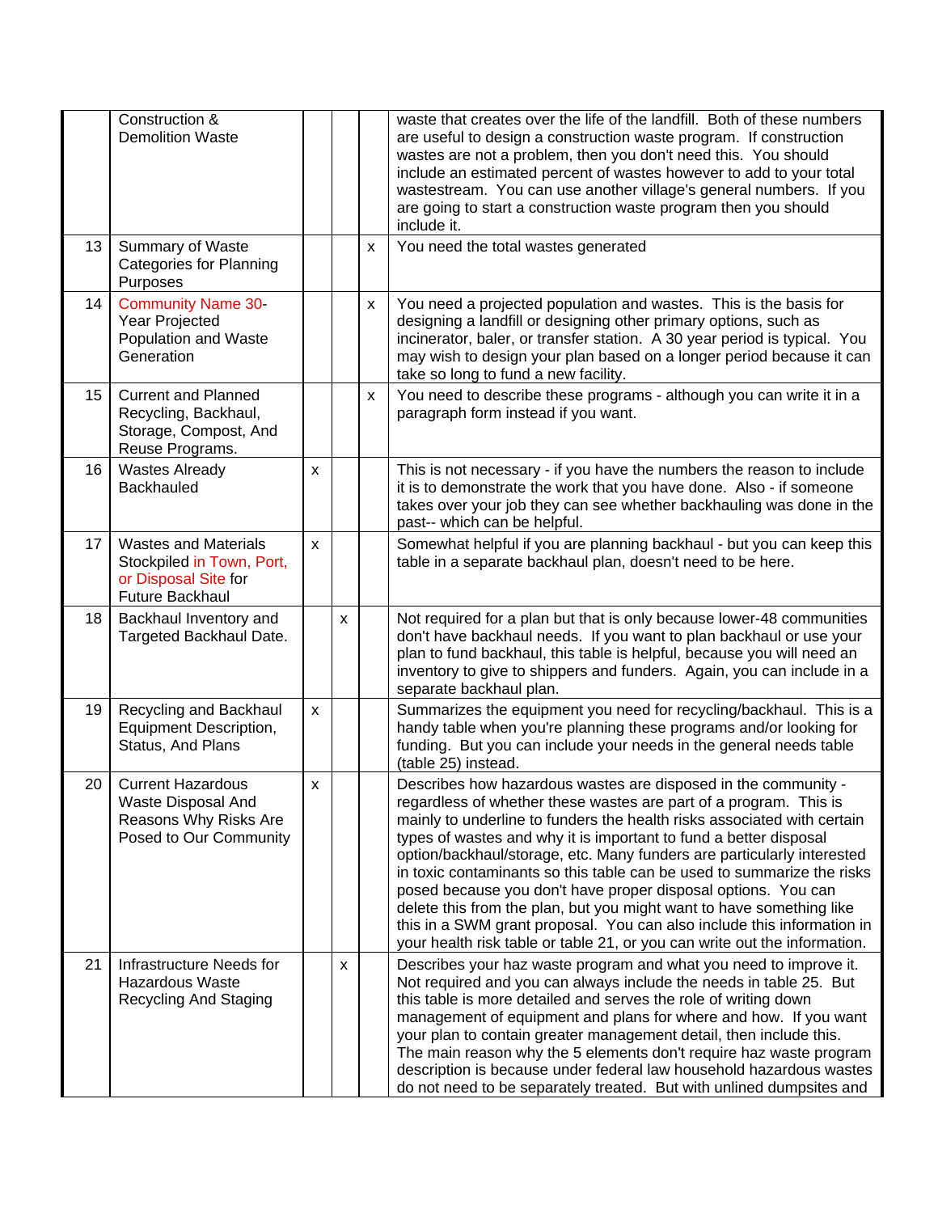| | | | | | |
|---|---|---|---|---|---|
| | Construction & Demolition Waste | | | | waste that creates over the life of the landfill. Both of these numbers are useful to design a construction waste program. If construction wastes are not a problem, then you don't need this. You should include an estimated percent of wastes however to add to your total wastestream. You can use another village's general numbers. If you are going to start a construction waste program then you should include it. |
| 13 | Summary of Waste Categories for Planning Purposes | | | x | You need the total wastes generated |
| 14 | Community Name 30-Year Projected Population and Waste Generation | | | x | You need a projected population and wastes. This is the basis for designing a landfill or designing other primary options, such as incinerator, baler, or transfer station. A 30 year period is typical. You may wish to design your plan based on a longer period because it can take so long to fund a new facility. |
| 15 | Current and Planned Recycling, Backhaul, Storage, Compost, And Reuse Programs. | | | x | You need to describe these programs - although you can write it in a paragraph form instead if you want. |
| 16 | Wastes Already Backhauled | x | | | This is not necessary - if you have the numbers the reason to include it is to demonstrate the work that you have done. Also - if someone takes over your job they can see whether backhauling was done in the past-- which can be helpful. |
| 17 | Wastes and Materials Stockpiled in Town, Port, or Disposal Site for Future Backhaul | x | | | Somewhat helpful if you are planning backhaul - but you can keep this table in a separate backhaul plan, doesn't need to be here. |
| 18 | Backhaul Inventory and Targeted Backhaul Date. | | x | | Not required for a plan but that is only because lower-48 communities don't have backhaul needs. If you want to plan backhaul or use your plan to fund backhaul, this table is helpful, because you will need an inventory to give to shippers and funders. Again, you can include in a separate backhaul plan. |
| 19 | Recycling and Backhaul Equipment Description, Status, And Plans | x | | | Summarizes the equipment you need for recycling/backhaul. This is a handy table when you're planning these programs and/or looking for funding. But you can include your needs in the general needs table (table 25) instead. |
| 20 | Current Hazardous Waste Disposal And Reasons Why Risks Are Posed to Our Community | x | | | Describes how hazardous wastes are disposed in the community - regardless of whether these wastes are part of a program. This is mainly to underline to funders the health risks associated with certain types of wastes and why it is important to fund a better disposal option/backhaul/storage, etc. Many funders are particularly interested in toxic contaminants so this table can be used to summarize the risks posed because you don't have proper disposal options. You can delete this from the plan, but you might want to have something like this in a SWM grant proposal. You can also include this information in your health risk table or table 21, or you can write out the information. |
| 21 | Infrastructure Needs for Hazardous Waste Recycling And Staging | | x | | Describes your haz waste program and what you need to improve it. Not required and you can always include the needs in table 25. But this table is more detailed and serves the role of writing down management of equipment and plans for where and how. If you want your plan to contain greater management detail, then include this. The main reason why the 5 elements don't require haz waste program description is because under federal law household hazardous wastes do not need to be separately treated. But with unlined dumpsites and |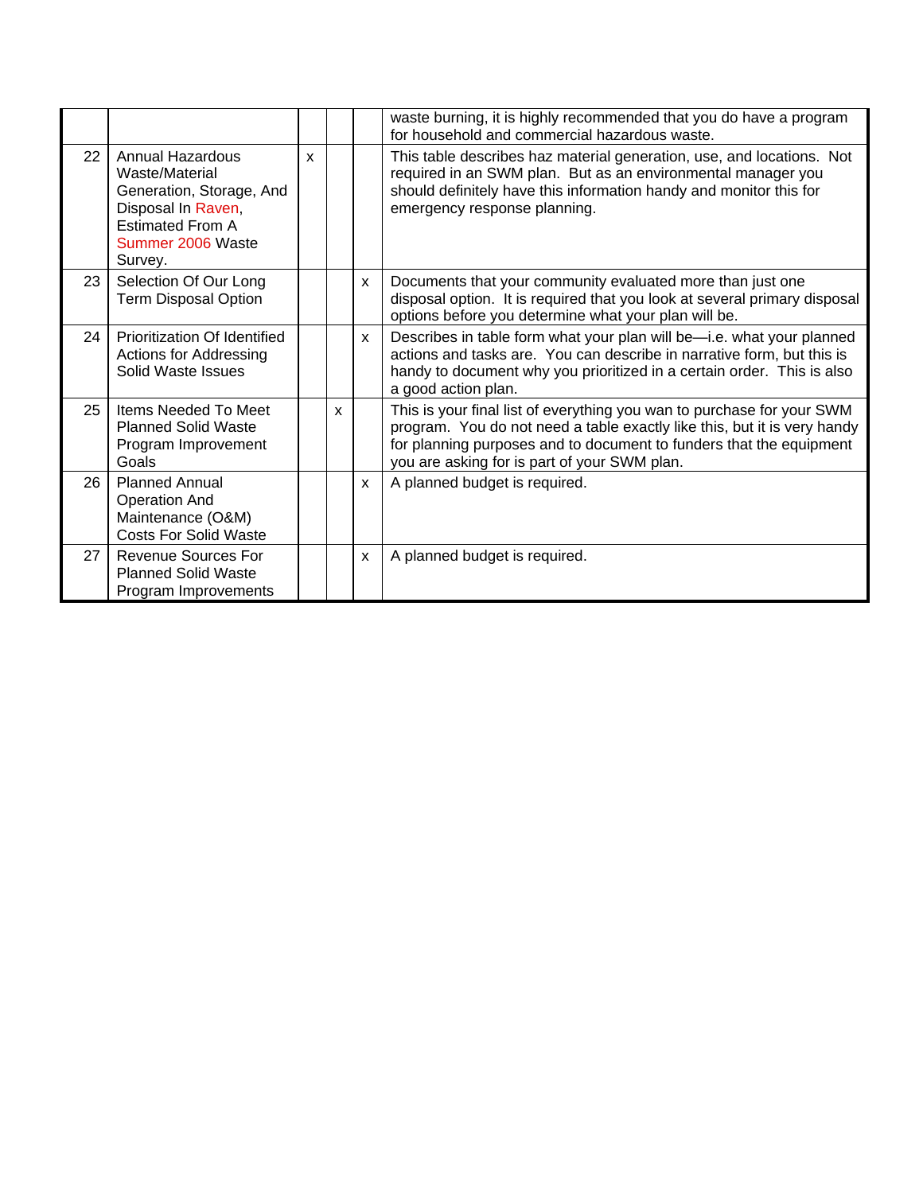| | | | | | |
|---|---|---|---|---|---|
| | | | | | waste burning, it is highly recommended that you do have a program for household and commercial hazardous waste. |
| 22 | Annual Hazardous Waste/Material Generation, Storage, And Disposal In Raven, Estimated From A Summer 2006 Waste Survey. | x | | | This table describes haz material generation, use, and locations. Not required in an SWM plan. But as an environmental manager you should definitely have this information handy and monitor this for emergency response planning. |
| 23 | Selection Of Our Long Term Disposal Option | | | x | Documents that your community evaluated more than just one disposal option. It is required that you look at several primary disposal options before you determine what your plan will be. |
| 24 | Prioritization Of Identified Actions for Addressing Solid Waste Issues | | | x | Describes in table form what your plan will be—i.e. what your planned actions and tasks are. You can describe in narrative form, but this is handy to document why you prioritized in a certain order. This is also a good action plan. |
| 25 | Items Needed To Meet Planned Solid Waste Program Improvement Goals | | x | | This is your final list of everything you wan to purchase for your SWM program. You do not need a table exactly like this, but it is very handy for planning purposes and to document to funders that the equipment you are asking for is part of your SWM plan. |
| 26 | Planned Annual Operation And Maintenance (O&M) Costs For Solid Waste | | | x | A planned budget is required. |
| 27 | Revenue Sources For Planned Solid Waste Program Improvements | | | x | A planned budget is required. |